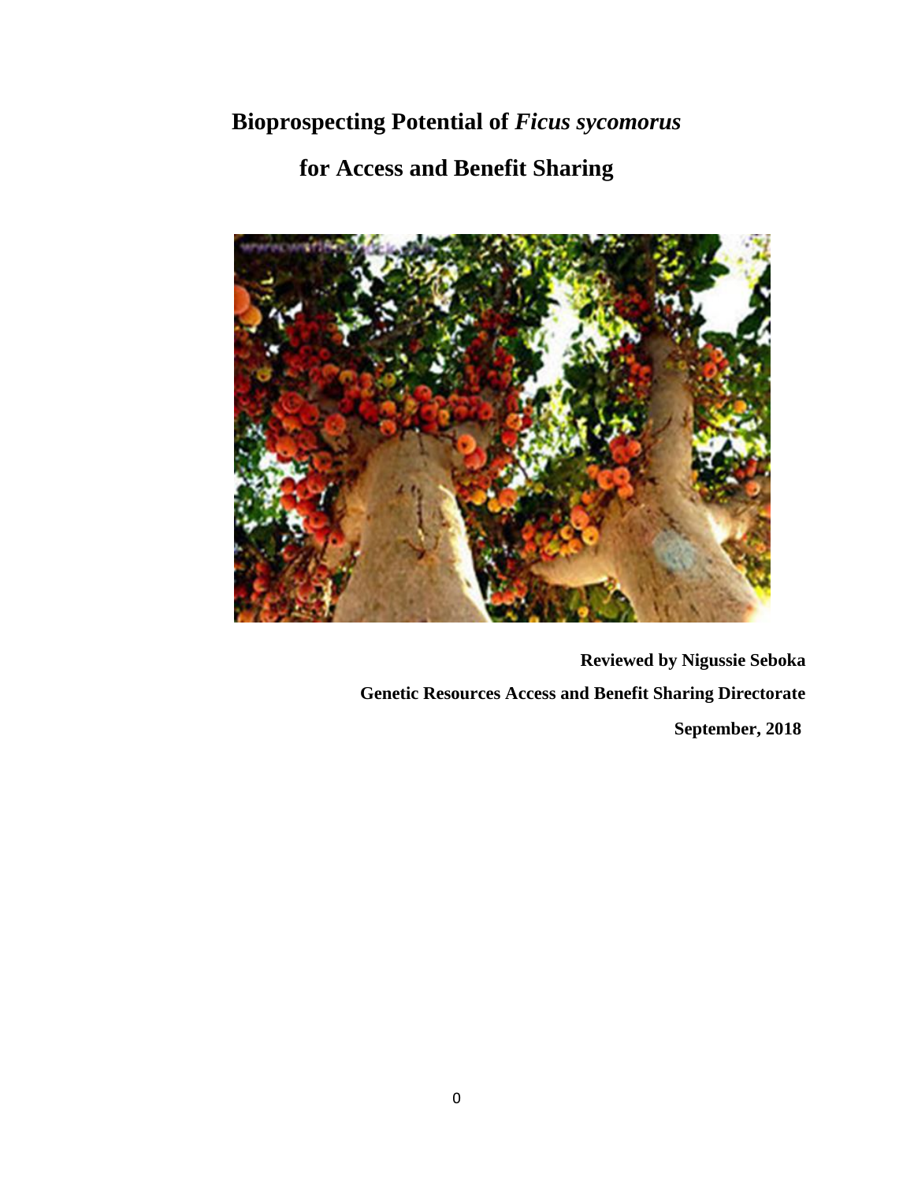# Bioprospecting Potential of *Ficus sycomorus* for Access and Benefit Sharing

**Reviewed by Nigussie Seboka**

**Genetic Resources Access and Benefit Sharing Directorate**

**September, 2018**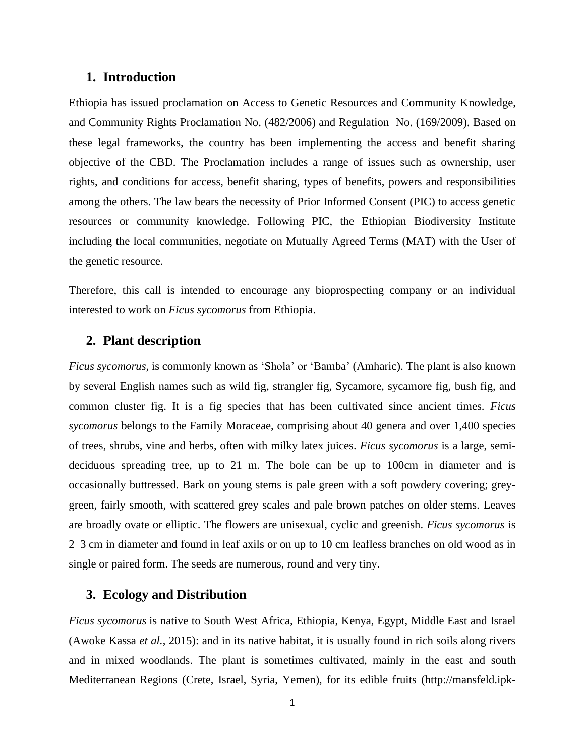## 1. Introduction

Ethiopia has issued proclamation on Access to Genetic Resources and Community Knowledge, and Community Rights Proclamation No. (482/2006) and Regulation No. (169/2009). Based on these legal frameworks, the country has been implementing the access and benefit sharing objective of the CBD. The Proclamation includes a range of issues such as ownership, user rights, and conditions for access, benefit sharing, types of benefits, powers and responsibilities among the others. The law bears the necessity of Prior Informed Consent (PIC) to access genetic resources or community knowledge. Following PIC, the Ethiopian Biodiversity Institute including the local communities, negotiate on Mutually Agreed Terms (MAT) with the User of the genetic resource.

Therefore, this call is intended to encourage any bioprospecting company or an individual interested to work on *Ficus sycomorus* from Ethiopia.

## 2. Plant description

*Ficus sycomorus,* is commonly known as 'Shola' or 'Bamba' (Amharic). The plant is also known by several English names such as wild fig, strangler fig, Sycamore, sycamore fig, bush fig, and common cluster fig. It is a fig species that has been cultivated since ancient times. *Ficus sycomorus* belongs to the Family Moraceae, comprising about 40 genera and over 1,400 species of trees, shrubs, vine and herbs, often with milky latex juices. *Ficus sycomorus* is a large, semi-deciduous spreading tree, up to 21 m. The bole can be up to 100cm in diameter and is occasionally buttressed. Bark on young stems is pale green with a soft powdery covering; grey-green, fairly smooth, with scattered grey scales and pale brown patches on older stems. Leaves are broadly ovate or elliptic. The flowers are unisexual, cyclic and greenish. *Ficus sycomorus* is 2–3 cm in diameter and found in leaf axils or on up to 10 cm leafless branches on old wood as in single or paired form. The seeds are numerous, round and very tiny.

## 3. Ecology and Distribution

*Ficus sycomorus* is native to South West Africa, Ethiopia, Kenya, Egypt, Middle East and Israel (Awoke Kassa *et al.*, 2015): and in its native habitat, it is usually found in rich soils along rivers and in mixed woodlands. The plant is sometimes cultivated, mainly in the east and south Mediterranean Regions (Crete, Israel, Syria, Yemen), for its edible fruits (http://mansfeld.ipk-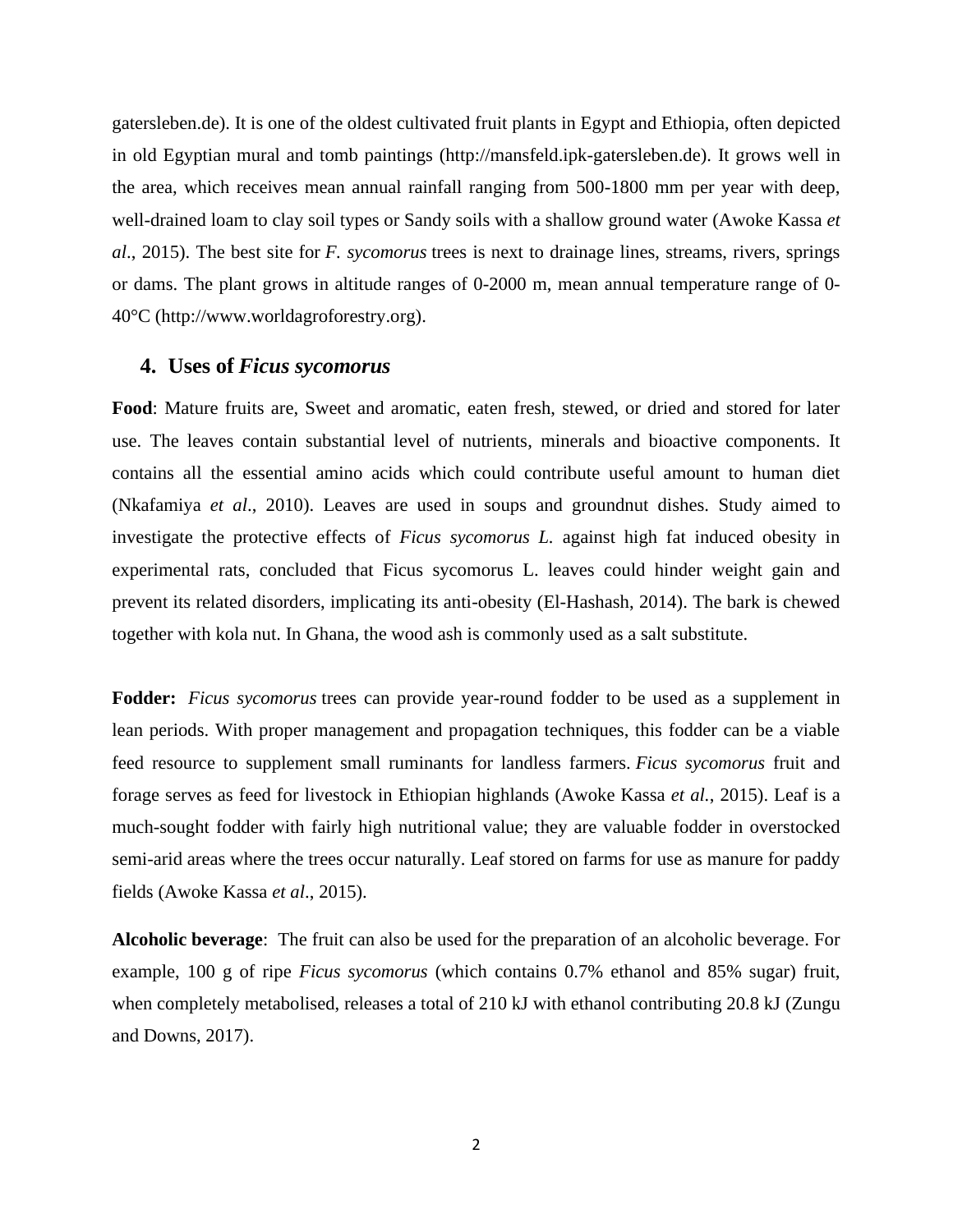gatersleben.de). It is one of the oldest cultivated fruit plants in Egypt and Ethiopia, often depicted in old Egyptian mural and tomb paintings (http://mansfeld.ipk-gatersleben.de). It grows well in the area, which receives mean annual rainfall ranging from 500-1800 mm per year with deep, well-drained loam to clay soil types or Sandy soils with a shallow ground water (Awoke Kassa *et al*., 2015). The best site for *F. sycomorus* trees is next to drainage lines, streams, rivers, springs or dams. The plant grows in altitude ranges of 0-2000 m, mean annual temperature range of 0-40°C (http://www.worldagroforestry.org).

## 4. Uses of *Ficus sycomorus*

**Food**: Mature fruits are, Sweet and aromatic, eaten fresh, stewed, or dried and stored for later use. The leaves contain substantial level of nutrients, minerals and bioactive components. It contains all the essential amino acids which could contribute useful amount to human diet (Nkafamiya *et al*., 2010). Leaves are used in soups and groundnut dishes. Study aimed to investigate the protective effects of *Ficus sycomorus L.* against high fat induced obesity in experimental rats, concluded that Ficus sycomorus L. leaves could hinder weight gain and prevent its related disorders, implicating its anti-obesity (El-Hashash, 2014). The bark is chewed together with kola nut. In Ghana, the wood ash is commonly used as a salt substitute.

**Fodder:** *Ficus sycomorus* trees can provide year-round fodder to be used as a supplement in lean periods. With proper management and propagation techniques, this fodder can be a viable feed resource to supplement small ruminants for landless farmers. *Ficus sycomorus* fruit and forage serves as feed for livestock in Ethiopian highlands (Awoke Kassa *et al.*, 2015). Leaf is a much-sought fodder with fairly high nutritional value; they are valuable fodder in overstocked semi-arid areas where the trees occur naturally. Leaf stored on farms for use as manure for paddy fields (Awoke Kassa *et al*., 2015).

**Alcoholic beverage**: The fruit can also be used for the preparation of an alcoholic beverage. For example, 100 g of ripe *Ficus sycomorus* (which contains 0.7% ethanol and 85% sugar) fruit, when completely metabolised, releases a total of 210 kJ with ethanol contributing 20.8 kJ (Zungu and Downs, 2017).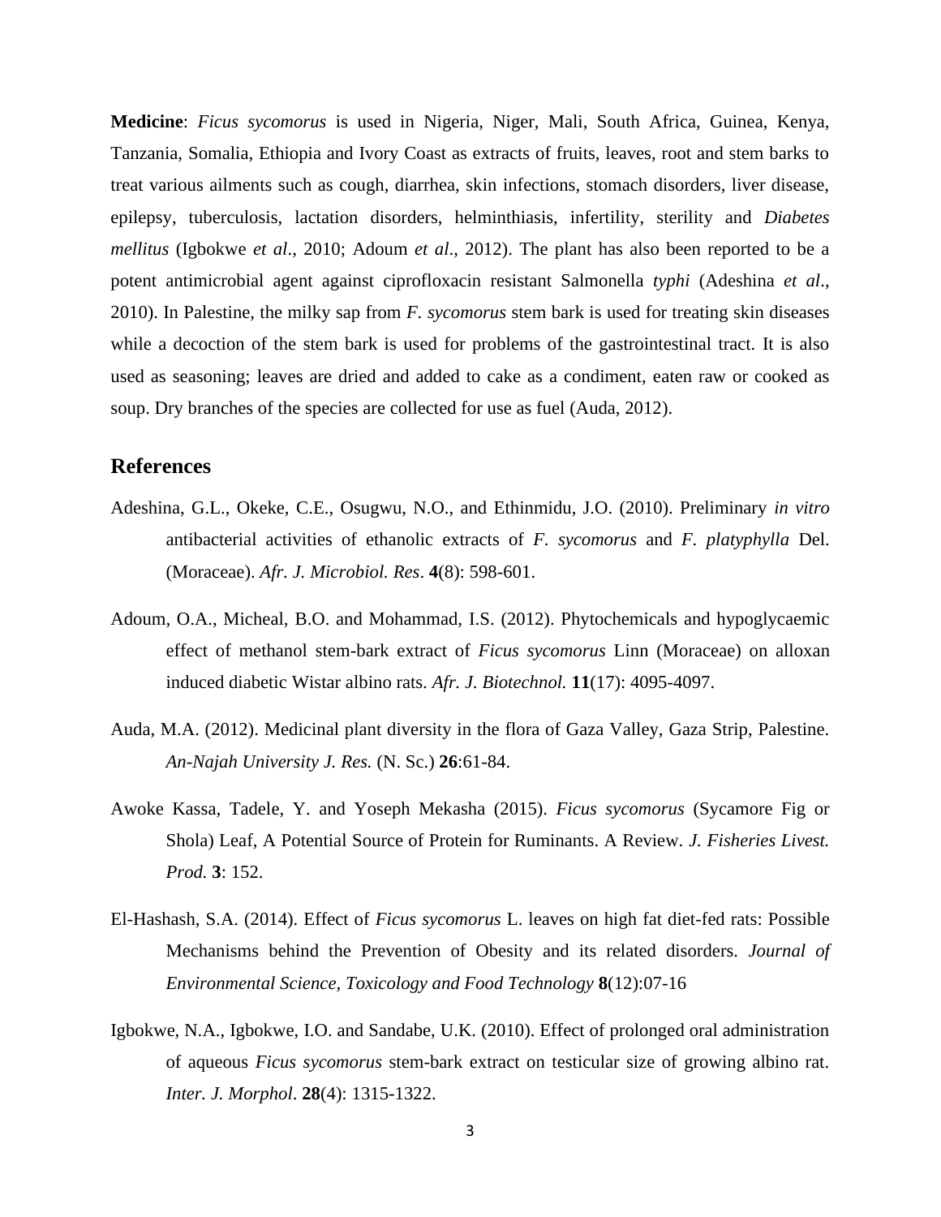**Medicine**: *Ficus sycomorus* is used in Nigeria, Niger, Mali, South Africa, Guinea, Kenya, Tanzania, Somalia, Ethiopia and Ivory Coast as extracts of fruits, leaves, root and stem barks to treat various ailments such as cough, diarrhea, skin infections, stomach disorders, liver disease, epilepsy, tuberculosis, lactation disorders, helminthiasis, infertility, sterility and *Diabetes mellitus* (Igbokwe *et al*., 2010; Adoum *et al*., 2012). The plant has also been reported to be a potent antimicrobial agent against ciprofloxacin resistant Salmonella *typhi* (Adeshina *et al*., 2010). In Palestine, the milky sap from *F. sycomorus* stem bark is used for treating skin diseases while a decoction of the stem bark is used for problems of the gastrointestinal tract. It is also used as seasoning; leaves are dried and added to cake as a condiment, eaten raw or cooked as soup. Dry branches of the species are collected for use as fuel (Auda, 2012).

## References

Adeshina, G.L., Okeke, C.E., Osugwu, N.O., and Ethinmidu, J.O. (2010). Preliminary *in vitro* antibacterial activities of ethanolic extracts of *F. sycomorus* and *F. platyphylla* Del. (Moraceae). *Afr. J. Microbiol. Res*. **4**(8): 598-601.

Adoum, O.A., Micheal, B.O. and Mohammad, I.S. (2012). Phytochemicals and hypoglycaemic effect of methanol stem-bark extract of *Ficus sycomorus* Linn (Moraceae) on alloxan induced diabetic Wistar albino rats. *Afr. J. Biotechnol.* **11**(17): 4095-4097.

Auda, M.A. (2012). Medicinal plant diversity in the flora of Gaza Valley, Gaza Strip, Palestine. *An-Najah University J. Res.* (N. Sc.) **26**:61-84.

Awoke Kassa, Tadele, Y. and Yoseph Mekasha (2015). *Ficus sycomorus* (Sycamore Fig or Shola) Leaf, A Potential Source of Protein for Ruminants. A Review. *J. Fisheries Livest. Prod.* **3**: 152.

El-Hashash, S.A. (2014). Effect of *Ficus sycomorus* L. leaves on high fat diet-fed rats: Possible Mechanisms behind the Prevention of Obesity and its related disorders. *Journal of Environmental Science, Toxicology and Food Technology* **8**(12):07-16

Igbokwe, N.A., Igbokwe, I.O. and Sandabe, U.K. (2010). Effect of prolonged oral administration of aqueous *Ficus sycomorus* stem-bark extract on testicular size of growing albino rat. *Inter. J. Morphol*. **28**(4): 1315-1322.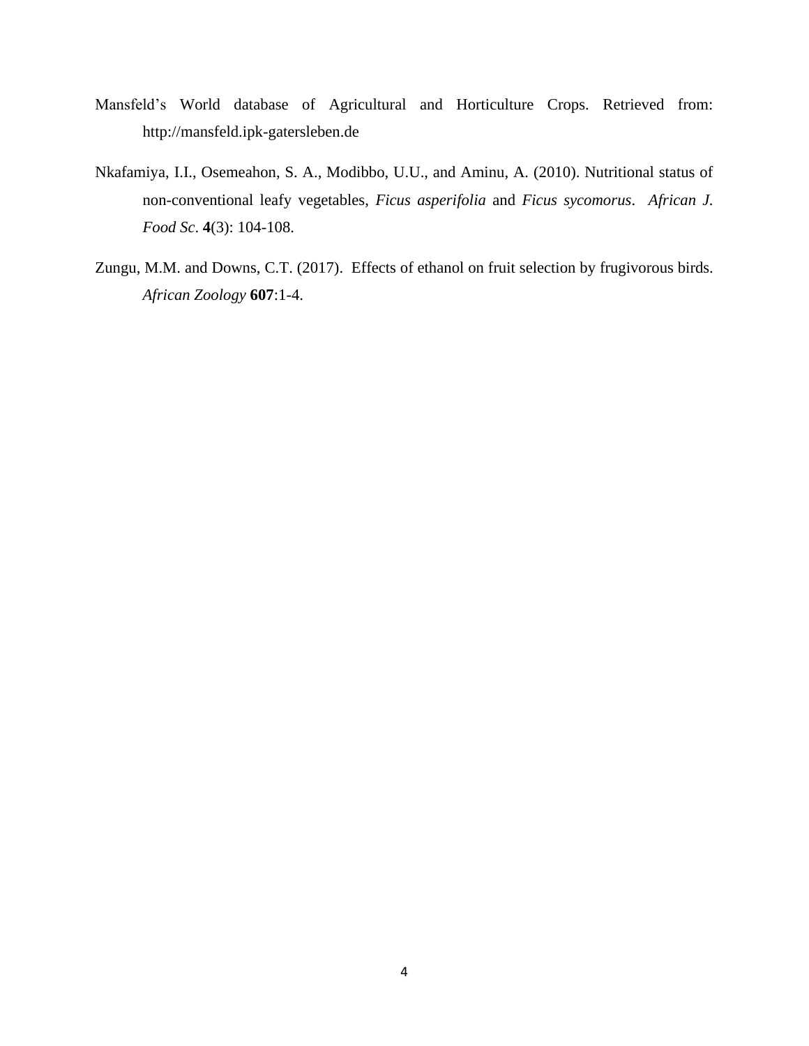Mansfeld's World database of Agricultural and Horticulture Crops. Retrieved from: http://mansfeld.ipk-gatersleben.de

Nkafamiya, I.I., Osemeahon, S. A., Modibbo, U.U., and Aminu, A. (2010). Nutritional status of non-conventional leafy vegetables, *Ficus asperifolia* and *Ficus sycomorus*. *African J. Food Sc*. **4**(3): 104-108.

Zungu, M.M. and Downs, C.T. (2017). Effects of ethanol on fruit selection by frugivorous birds. *African Zoology* **607**:1-4.